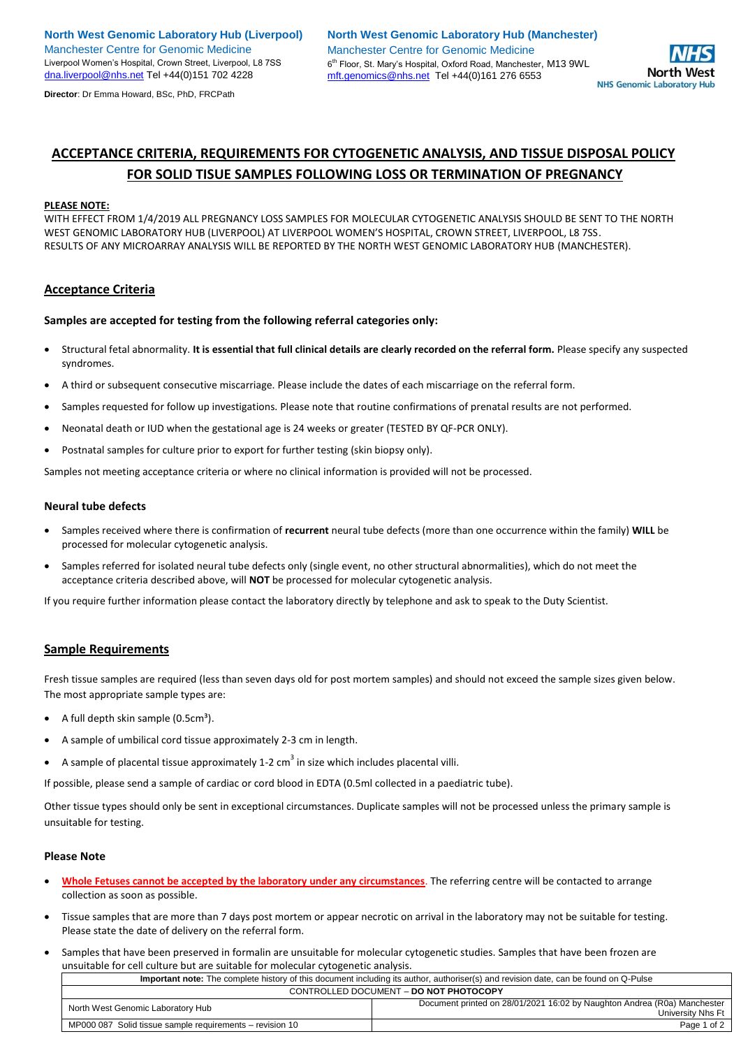**North West Genomic Laboratory Hub (Liverpool)**
Manchester Centre for Genomic Medicine
Liverpool Women's Hospital, Crown Street, Liverpool, L8 7SS
dna.liverpool@nhs.net Tel +44(0)151 702 4228

**Director**: Dr Emma Howard, BSc, PhD, FRCPath

**North West Genomic Laboratory Hub (Manchester)**
Manchester Centre for Genomic Medicine
6th Floor, St. Mary's Hospital, Oxford Road, Manchester, M13 9WL
mft.genomics@nhs.net Tel +44(0)161 276 6553

NHS North West NHS Genomic Laboratory Hub

# ACCEPTANCE CRITERIA, REQUIREMENTS FOR CYTOGENETIC ANALYSIS, AND TISSUE DISPOSAL POLICY FOR SOLID TISUE SAMPLES FOLLOWING LOSS OR TERMINATION OF PREGNANCY

**PLEASE NOTE:**

WITH EFFECT FROM 1/4/2019 ALL PREGNANCY LOSS SAMPLES FOR MOLECULAR CYTOGENETIC ANALYSIS SHOULD BE SENT TO THE NORTH WEST GENOMIC LABORATORY HUB (LIVERPOOL) AT LIVERPOOL WOMEN'S HOSPITAL, CROWN STREET, LIVERPOOL, L8 7SS.
RESULTS OF ANY MICROARRAY ANALYSIS WILL BE REPORTED BY THE NORTH WEST GENOMIC LABORATORY HUB (MANCHESTER).

## Acceptance Criteria

### Samples are accepted for testing from the following referral categories only:

- Structural fetal abnormality. **It is essential that full clinical details are clearly recorded on the referral form.** Please specify any suspected syndromes.
- A third or subsequent consecutive miscarriage. Please include the dates of each miscarriage on the referral form.
- Samples requested for follow up investigations. Please note that routine confirmations of prenatal results are not performed.
- Neonatal death or IUD when the gestational age is 24 weeks or greater (TESTED BY QF-PCR ONLY).
- Postnatal samples for culture prior to export for further testing (skin biopsy only).

Samples not meeting acceptance criteria or where no clinical information is provided will not be processed.

### Neural tube defects

- Samples received where there is confirmation of **recurrent** neural tube defects (more than one occurrence within the family) **WILL** be processed for molecular cytogenetic analysis.
- Samples referred for isolated neural tube defects only (single event, no other structural abnormalities), which do not meet the acceptance criteria described above, will **NOT** be processed for molecular cytogenetic analysis.

If you require further information please contact the laboratory directly by telephone and ask to speak to the Duty Scientist.

## Sample Requirements

Fresh tissue samples are required (less than seven days old for post mortem samples) and should not exceed the sample sizes given below. The most appropriate sample types are:

- A full depth skin sample ($0.5cm^3$).
- A sample of umbilical cord tissue approximately 2-3 cm in length.
- A sample of placental tissue approximately 1-2 $cm^3$ in size which includes placental villi.

If possible, please send a sample of cardiac or cord blood in EDTA (0.5ml collected in a paediatric tube).

Other tissue types should only be sent in exceptional circumstances. Duplicate samples will not be processed unless the primary sample is unsuitable for testing.

### Please Note

- **Whole Fetuses cannot be accepted by the laboratory under any circumstances**. The referring centre will be contacted to arrange collection as soon as possible.
- Tissue samples that are more than 7 days post mortem or appear necrotic on arrival in the laboratory may not be suitable for testing. Please state the date of delivery on the referral form.
- Samples that have been preserved in formalin are unsuitable for molecular cytogenetic studies. Samples that have been frozen are unsuitable for cell culture but are suitable for molecular cytogenetic analysis.

| **Important note:** The complete history of this document including its author, authoriser(s) and revision date, can be found on Q-Pulse | |
|---|---|
| CONTROLLED DOCUMENT – **DO NOT PHOTOCOPY** | |
| North West Genomic Laboratory Hub | Document printed on 28/01/2021 16:02 by Naughton Andrea (R0a) Manchester University Nhs Ft |
| MP000 087 Solid tissue sample requirements – revision 10 | |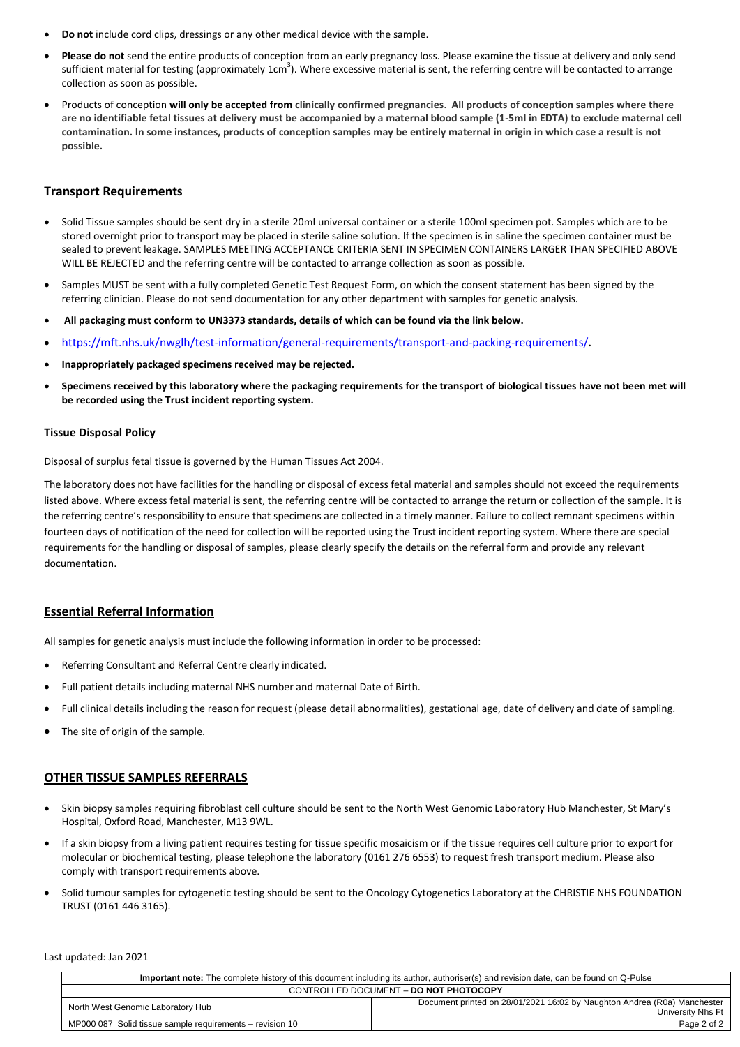- **Do not** include cord clips, dressings or any other medical device with the sample.
- **Please do not** send the entire products of conception from an early pregnancy loss. Please examine the tissue at delivery and only send sufficient material for testing (approximately 1cm$^3$). Where excessive material is sent, the referring centre will be contacted to arrange collection as soon as possible.
- Products of conception **will only be accepted from clinically confirmed pregnancies**. **All products of conception samples where there are no identifiable fetal tissues at delivery must be accompanied by a maternal blood sample (1-5ml in EDTA) to exclude maternal cell contamination. In some instances, products of conception samples may be entirely maternal in origin in which case a result is not possible.**

## Transport Requirements

- Solid Tissue samples should be sent dry in a sterile 20ml universal container or a sterile 100ml specimen pot. Samples which are to be stored overnight prior to transport may be placed in sterile saline solution. If the specimen is in saline the specimen container must be sealed to prevent leakage. SAMPLES MEETING ACCEPTANCE CRITERIA SENT IN SPECIMEN CONTAINERS LARGER THAN SPECIFIED ABOVE WILL BE REJECTED and the referring centre will be contacted to arrange collection as soon as possible.
- Samples MUST be sent with a fully completed Genetic Test Request Form, on which the consent statement has been signed by the referring clinician. Please do not send documentation for any other department with samples for genetic analysis.
- **All packaging must conform to UN3373 standards, details of which can be found via the link below.**
- https://mft.nhs.uk/nwglh/test-information/general-requirements/transport-and-packing-requirements/.
- **Inappropriately packaged specimens received may be rejected.**
- **Specimens received by this laboratory where the packaging requirements for the transport of biological tissues have not been met will be recorded using the Trust incident reporting system.**

### Tissue Disposal Policy

Disposal of surplus fetal tissue is governed by the Human Tissues Act 2004.

The laboratory does not have facilities for the handling or disposal of excess fetal material and samples should not exceed the requirements listed above. Where excess fetal material is sent, the referring centre will be contacted to arrange the return or collection of the sample. It is the referring centre's responsibility to ensure that specimens are collected in a timely manner. Failure to collect remnant specimens within fourteen days of notification of the need for collection will be reported using the Trust incident reporting system. Where there are special requirements for the handling or disposal of samples, please clearly specify the details on the referral form and provide any relevant documentation.

## Essential Referral Information

All samples for genetic analysis must include the following information in order to be processed:

- Referring Consultant and Referral Centre clearly indicated.
- Full patient details including maternal NHS number and maternal Date of Birth.
- Full clinical details including the reason for request (please detail abnormalities), gestational age, date of delivery and date of sampling.
- The site of origin of the sample.

## OTHER TISSUE SAMPLES REFERRALS

- Skin biopsy samples requiring fibroblast cell culture should be sent to the North West Genomic Laboratory Hub Manchester, St Mary's Hospital, Oxford Road, Manchester, M13 9WL.
- If a skin biopsy from a living patient requires testing for tissue specific mosaicism or if the tissue requires cell culture prior to export for molecular or biochemical testing, please telephone the laboratory (0161 276 6553) to request fresh transport medium. Please also comply with transport requirements above.
- Solid tumour samples for cytogenetic testing should be sent to the Oncology Cytogenetics Laboratory at the CHRISTIE NHS FOUNDATION TRUST (0161 446 3165).

Last updated: Jan 2021

| | |
|---|---|
| **Important note:** The complete history of this document including its author, authoriser(s) and revision date, can be found on Q-Pulse | |
| CONTROLLED DOCUMENT – **DO NOT PHOTOCOPY** | |
| North West Genomic Laboratory Hub | Document printed on 28/01/2021 16:02 by Naughton Andrea (R0a) Manchester University Nhs Ft |
| MP000 087 Solid tissue sample requirements – revision 10 | |